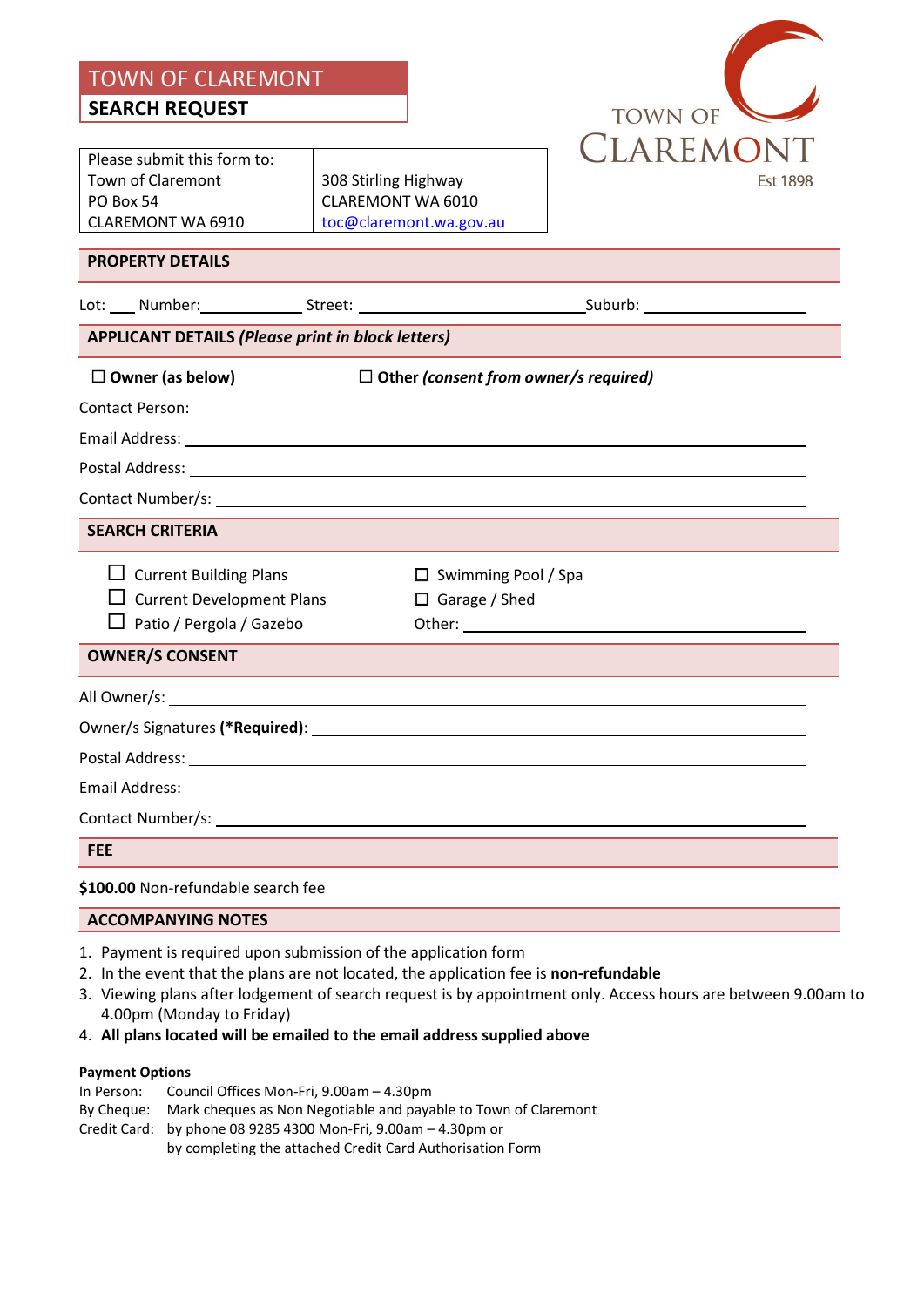# TOWN OF CLAREMONT

## SEARCH REQUEST

TOWN OF CLAREMONT
Est 1898

| Please submit this form to: | |
|---|---|
| Town of Claremont | 308 Stirling Highway |
| PO Box 54 | CLAREMONT WA 6010 |
| CLAREMONT WA 6910 | toc@claremont.wa.gov.au |

### PROPERTY DETAILS

Lot: ___ Number:____________ Street: __________________________ Suburb: ____________________

### APPLICANT DETAILS *(Please print in block letters)*

☐ **Owner (as below)** ☐ **Other** ***(consent from owner/s required)***

Contact Person: ______________________________________________

Email Address: ______________________________________________

Postal Address: ______________________________________________

Contact Number/s: ______________________________________________

### SEARCH CRITERIA

☐ Current Building Plans
☐ Current Development Plans
☐ Patio / Pergola / Gazebo
☐ Swimming Pool / Spa
☐ Garage / Shed
Other: ______________________________

### OWNER/S CONSENT

All Owner/s: ______________________________________________

Owner/s Signatures **(\*Required)**: ______________________________________________

Postal Address: ______________________________________________

Email Address: ______________________________________________

Contact Number/s: ______________________________________________

### FEE

**$100.00** Non-refundable search fee

### ACCOMPANYING NOTES

1. Payment is required upon submission of the application form
2. In the event that the plans are not located, the application fee is **non-refundable**
3. Viewing plans after lodgement of search request is by appointment only. Access hours are between 9.00am to 4.00pm (Monday to Friday)
4. **All plans located will be emailed to the email address supplied above**

**Payment Options**

In Person: Council Offices Mon-Fri, 9.00am – 4.30pm
By Cheque: Mark cheques as Non Negotiable and payable to Town of Claremont
Credit Card: by phone 08 9285 4300 Mon-Fri, 9.00am – 4.30pm or
by completing the attached Credit Card Authorisation Form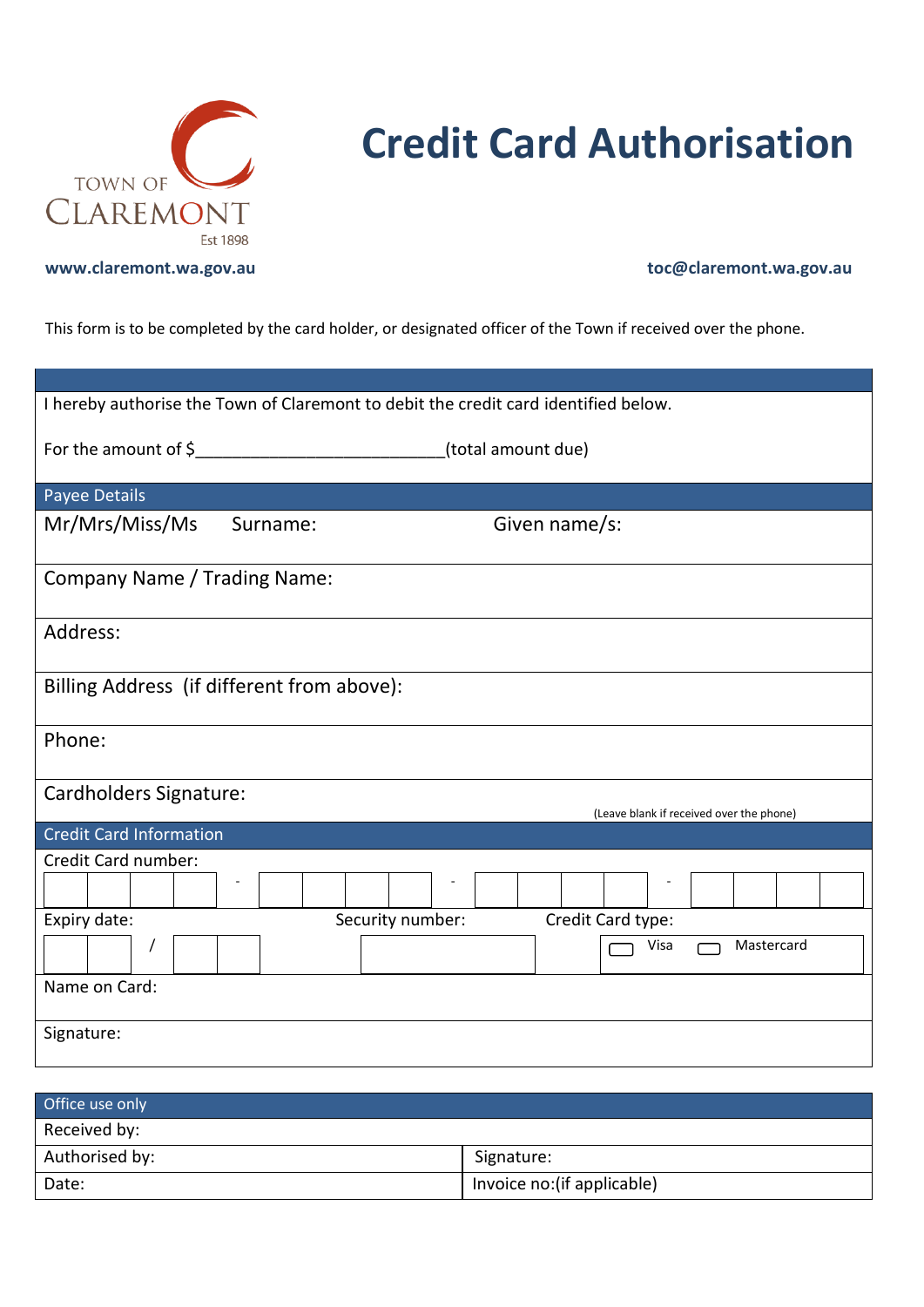TOWN OF CLAREMONT
Est 1898

# Credit Card Authorisation

www.claremont.wa.gov.au

toc@claremont.wa.gov.au

This form is to be completed by the card holder, or designated officer of the Town if received over the phone.

I hereby authorise the Town of Claremont to debit the credit card identified below.

For the amount of $\_\_\_\_\_\_\_\_\_\_\_\_\_\_\_\_\_\_\_\_\_\_\_\_\_\_\_(total amount due)

## Payee Details

Mr/Mrs/Miss/Ms Surname: Given name/s:

Company Name / Trading Name:

Address:

Billing Address (if different from above):

Phone:

Cardholders Signature:

(Leave blank if received over the phone)

## Credit Card Information

Credit Card number:

| | | | | - | | | | | - | | | | | - | | | | |
|---|---|---|---|---|---|---|---|---|---|---|---|---|---|---|---|---|---|---|
| | | | | - | | | | | - | | | | | - | | | | |

Expiry date: | | / | | Security number: | Credit Card type: ☐ Visa ☐ Mastercard

Name on Card:

Signature:

## Office use only

| | |
|---|---|
| Received by: | |
| Authorised by: | Signature: |
| Date: | Invoice no:(if applicable) |